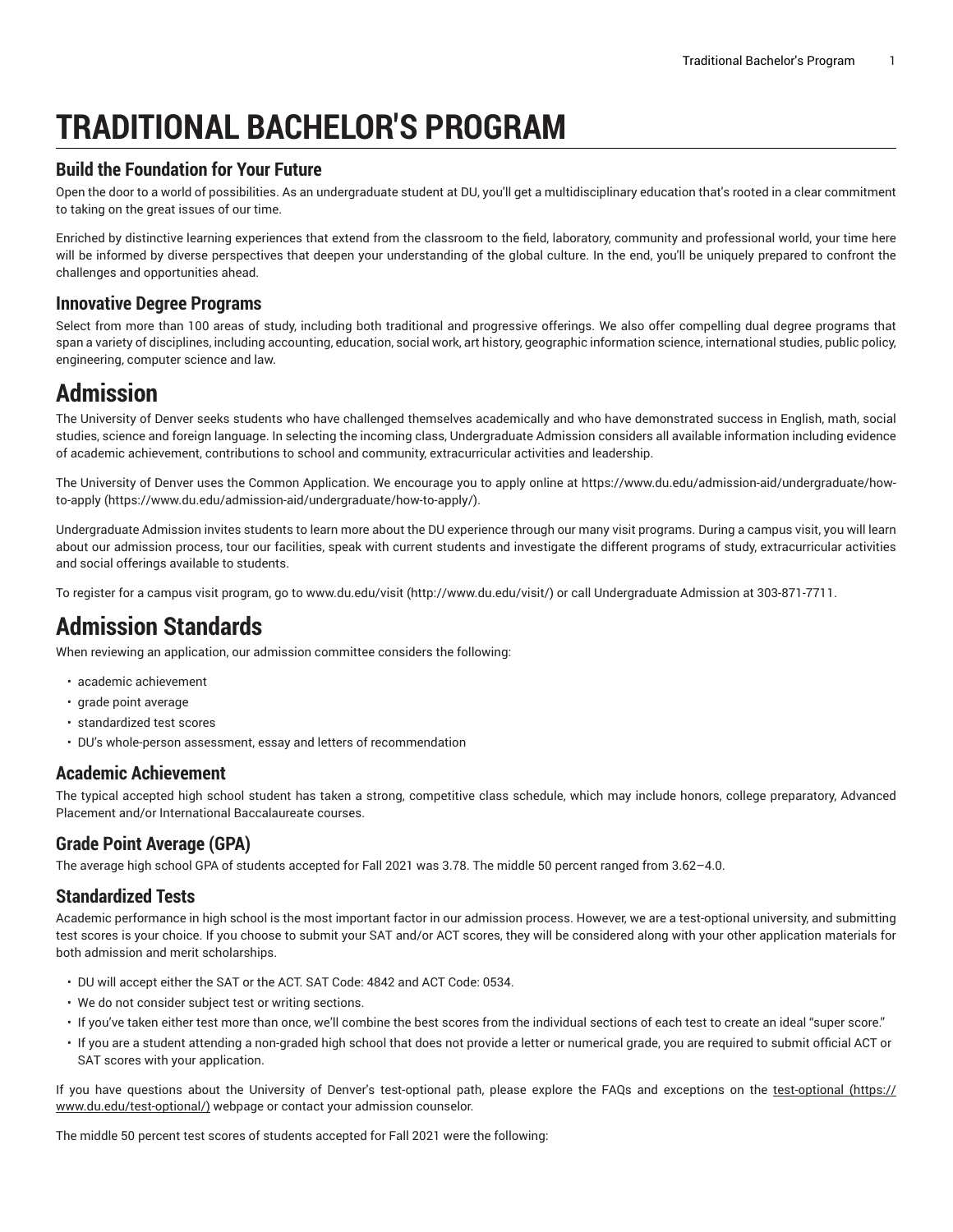# TRADITIONAL BACHELOR'S PROGRAM

### Build the Foundation for Your Future

Open the door to a world of possibilities. As an undergraduate student at DU, you'll get a multidisciplinary education that's rooted in a clear commitment to taking on the great issues of our time.

Enriched by distinctive learning experiences that extend from the classroom to the field, laboratory, community and professional world, your time here will be informed by diverse perspectives that deepen your understanding of the global culture. In the end, you'll be uniquely prepared to confront the challenges and opportunities ahead.

### Innovative Degree Programs

Select from more than 100 areas of study, including both traditional and progressive offerings. We also offer compelling dual degree programs that span a variety of disciplines, including accounting, education, social work, art history, geographic information science, international studies, public policy, engineering, computer science and law.

## Admission

The University of Denver seeks students who have challenged themselves academically and who have demonstrated success in English, math, social studies, science and foreign language. In selecting the incoming class, Undergraduate Admission considers all available information including evidence of academic achievement, contributions to school and community, extracurricular activities and leadership.

The University of Denver uses the Common Application. We encourage you to apply online at https://www.du.edu/admission-aid/undergraduate/how-to-apply (https://www.du.edu/admission-aid/undergraduate/how-to-apply/).

Undergraduate Admission invites students to learn more about the DU experience through our many visit programs. During a campus visit, you will learn about our admission process, tour our facilities, speak with current students and investigate the different programs of study, extracurricular activities and social offerings available to students.

To register for a campus visit program, go to www.du.edu/visit (http://www.du.edu/visit/) or call Undergraduate Admission at 303-871-7711.

## Admission Standards

When reviewing an application, our admission committee considers the following:

- academic achievement
- grade point average
- standardized test scores
- DU's whole-person assessment, essay and letters of recommendation

### Academic Achievement

The typical accepted high school student has taken a strong, competitive class schedule, which may include honors, college preparatory, Advanced Placement and/or International Baccalaureate courses.

### Grade Point Average (GPA)

The average high school GPA of students accepted for Fall 2021 was 3.78. The middle 50 percent ranged from 3.62–4.0.

### Standardized Tests

Academic performance in high school is the most important factor in our admission process. However, we are a test-optional university, and submitting test scores is your choice. If you choose to submit your SAT and/or ACT scores, they will be considered along with your other application materials for both admission and merit scholarships.

- DU will accept either the SAT or the ACT. SAT Code: 4842 and ACT Code: 0534.
- We do not consider subject test or writing sections.
- If you've taken either test more than once, we'll combine the best scores from the individual sections of each test to create an ideal "super score."
- If you are a student attending a non-graded high school that does not provide a letter or numerical grade, you are required to submit official ACT or SAT scores with your application.

If you have questions about the University of Denver's test-optional path, please explore the FAQs and exceptions on the test-optional (https://www.du.edu/test-optional/) webpage or contact your admission counselor.

The middle 50 percent test scores of students accepted for Fall 2021 were the following: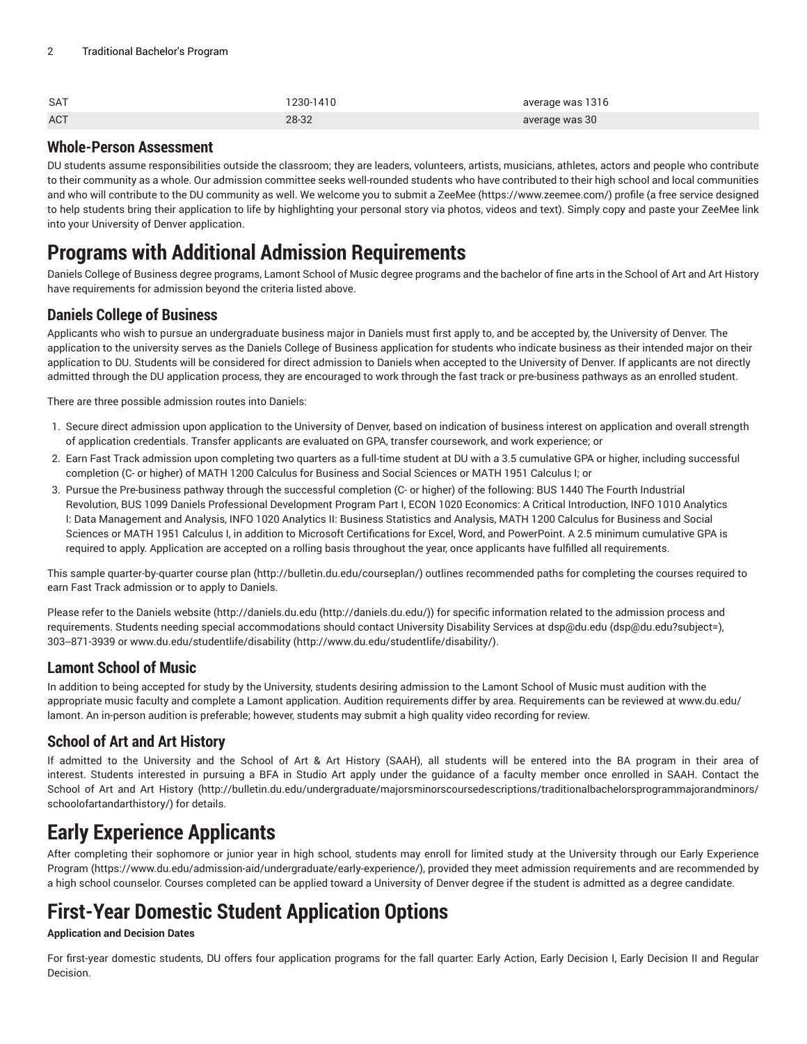| | | |
|---|---|---|
| SAT | 1230-1410 | average was 1316 |
| ACT | 28-32 | average was 30 |

## Whole-Person Assessment

DU students assume responsibilities outside the classroom; they are leaders, volunteers, artists, musicians, athletes, actors and people who contribute to their community as a whole. Our admission committee seeks well-rounded students who have contributed to their high school and local communities and who will contribute to the DU community as well. We welcome you to submit a ZeeMee (https://www.zeemee.com/) profile (a free service designed to help students bring their application to life by highlighting your personal story via photos, videos and text). Simply copy and paste your ZeeMee link into your University of Denver application.

# Programs with Additional Admission Requirements

Daniels College of Business degree programs, Lamont School of Music degree programs and the bachelor of fine arts in the School of Art and Art History have requirements for admission beyond the criteria listed above.

## Daniels College of Business

Applicants who wish to pursue an undergraduate business major in Daniels must first apply to, and be accepted by, the University of Denver. The application to the university serves as the Daniels College of Business application for students who indicate business as their intended major on their application to DU. Students will be considered for direct admission to Daniels when accepted to the University of Denver. If applicants are not directly admitted through the DU application process, they are encouraged to work through the fast track or pre-business pathways as an enrolled student.

There are three possible admission routes into Daniels:

1. Secure direct admission upon application to the University of Denver, based on indication of business interest on application and overall strength of application credentials. Transfer applicants are evaluated on GPA, transfer coursework, and work experience; or
2. Earn Fast Track admission upon completing two quarters as a full-time student at DU with a 3.5 cumulative GPA or higher, including successful completion (C- or higher) of MATH 1200 Calculus for Business and Social Sciences or MATH 1951 Calculus I; or
3. Pursue the Pre-business pathway through the successful completion (C- or higher) of the following: BUS 1440 The Fourth Industrial Revolution, BUS 1099 Daniels Professional Development Program Part I, ECON 1020 Economics: A Critical Introduction, INFO 1010 Analytics I: Data Management and Analysis, INFO 1020 Analytics II: Business Statistics and Analysis, MATH 1200 Calculus for Business and Social Sciences or MATH 1951 Calculus I, in addition to Microsoft Certifications for Excel, Word, and PowerPoint. A 2.5 minimum cumulative GPA is required to apply. Application are accepted on a rolling basis throughout the year, once applicants have fulfilled all requirements.

This sample quarter-by-quarter course plan (http://bulletin.du.edu/courseplan/) outlines recommended paths for completing the courses required to earn Fast Track admission or to apply to Daniels.

Please refer to the Daniels website (http://daniels.du.edu (http://daniels.du.edu/)) for specific information related to the admission process and requirements. Students needing special accommodations should contact University Disability Services at dsp@du.edu (dsp@du.edu?subject=), 303--871-3939 or www.du.edu/studentlife/disability (http://www.du.edu/studentlife/disability/).

## Lamont School of Music

In addition to being accepted for study by the University, students desiring admission to the Lamont School of Music must audition with the appropriate music faculty and complete a Lamont application. Audition requirements differ by area. Requirements can be reviewed at www.du.edu/lamont. An in-person audition is preferable; however, students may submit a high quality video recording for review.

## School of Art and Art History

If admitted to the University and the School of Art & Art History (SAAH), all students will be entered into the BA program in their area of interest. Students interested in pursuing a BFA in Studio Art apply under the guidance of a faculty member once enrolled in SAAH. Contact the School of Art and Art History (http://bulletin.du.edu/undergraduate/majorsminorscoursedescriptions/traditionalbachelorsprogrammajorandminors/schoolofartandarthistory/) for details.

# Early Experience Applicants

After completing their sophomore or junior year in high school, students may enroll for limited study at the University through our Early Experience Program (https://www.du.edu/admission-aid/undergraduate/early-experience/), provided they meet admission requirements and are recommended by a high school counselor. Courses completed can be applied toward a University of Denver degree if the student is admitted as a degree candidate.

# First-Year Domestic Student Application Options

**Application and Decision Dates**

For first-year domestic students, DU offers four application programs for the fall quarter: Early Action, Early Decision I, Early Decision II and Regular Decision.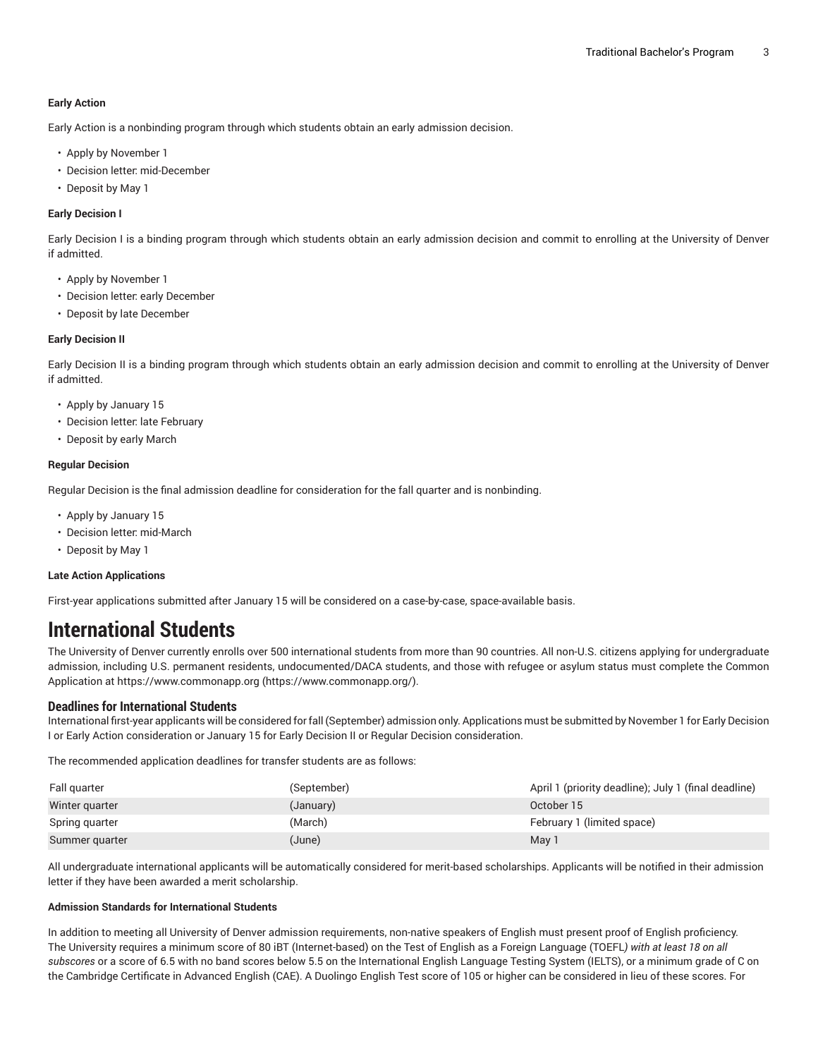**Early Action**

Early Action is a nonbinding program through which students obtain an early admission decision.

- Apply by November 1
- Decision letter: mid-December
- Deposit by May 1

**Early Decision I**

Early Decision I is a binding program through which students obtain an early admission decision and commit to enrolling at the University of Denver if admitted.

- Apply by November 1
- Decision letter: early December
- Deposit by late December

**Early Decision II**

Early Decision II is a binding program through which students obtain an early admission decision and commit to enrolling at the University of Denver if admitted.

- Apply by January 15
- Decision letter: late February
- Deposit by early March

**Regular Decision**

Regular Decision is the final admission deadline for consideration for the fall quarter and is nonbinding.

- Apply by January 15
- Decision letter: mid-March
- Deposit by May 1

**Late Action Applications**

First-year applications submitted after January 15 will be considered on a case-by-case, space-available basis.

# International Students

The University of Denver currently enrolls over 500 international students from more than 90 countries. All non-U.S. citizens applying for undergraduate admission, including U.S. permanent residents, undocumented/DACA students, and those with refugee or asylum status must complete the Common Application at https://www.commonapp.org (https://www.commonapp.org/).

## Deadlines for International Students

International first-year applicants will be considered for fall (September) admission only. Applications must be submitted by November 1 for Early Decision I or Early Action consideration or January 15 for Early Decision II or Regular Decision consideration.

The recommended application deadlines for transfer students are as follows:

| | | |
|---|---|---|
| Fall quarter | (September) | April 1 (priority deadline); July 1 (final deadline) |
| Winter quarter | (January) | October 15 |
| Spring quarter | (March) | February 1 (limited space) |
| Summer quarter | (June) | May 1 |

All undergraduate international applicants will be automatically considered for merit-based scholarships. Applicants will be notified in their admission letter if they have been awarded a merit scholarship.

**Admission Standards for International Students**

In addition to meeting all University of Denver admission requirements, non-native speakers of English must present proof of English proficiency. The University requires a minimum score of 80 iBT (Internet-based) on the Test of English as a Foreign Language (TOEFL*) with at least 18 on all subscores* or a score of 6.5 with no band scores below 5.5 on the International English Language Testing System (IELTS), or a minimum grade of C on the Cambridge Certificate in Advanced English (CAE). A Duolingo English Test score of 105 or higher can be considered in lieu of these scores. For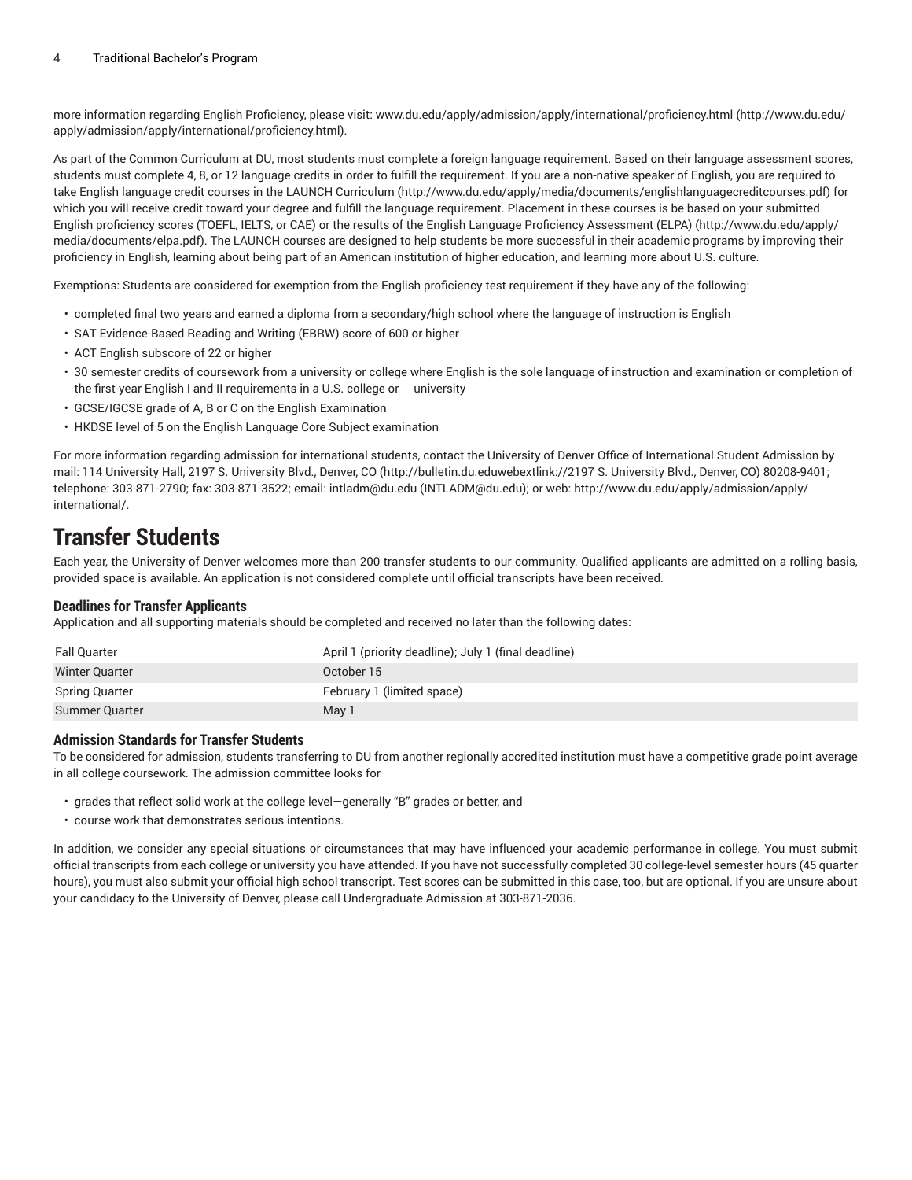more information regarding English Proficiency, please visit: www.du.edu/apply/admission/apply/international/proficiency.html (http://www.du.edu/apply/admission/apply/international/proficiency.html).

As part of the Common Curriculum at DU, most students must complete a foreign language requirement. Based on their language assessment scores, students must complete 4, 8, or 12 language credits in order to fulfill the requirement. If you are a non-native speaker of English, you are required to take English language credit courses in the LAUNCH Curriculum (http://www.du.edu/apply/media/documents/englishlanguagecreditcourses.pdf) for which you will receive credit toward your degree and fulfill the language requirement. Placement in these courses is be based on your submitted English proficiency scores (TOEFL, IELTS, or CAE) or the results of the English Language Proficiency Assessment (ELPA) (http://www.du.edu/apply/media/documents/elpa.pdf). The LAUNCH courses are designed to help students be more successful in their academic programs by improving their proficiency in English, learning about being part of an American institution of higher education, and learning more about U.S. culture.

Exemptions: Students are considered for exemption from the English proficiency test requirement if they have any of the following:

- completed final two years and earned a diploma from a secondary/high school where the language of instruction is English
- SAT Evidence-Based Reading and Writing (EBRW) score of 600 or higher
- ACT English subscore of 22 or higher
- 30 semester credits of coursework from a university or college where English is the sole language of instruction and examination or completion of the first-year English I and II requirements in a U.S. college or university
- GCSE/IGCSE grade of A, B or C on the English Examination
- HKDSE level of 5 on the English Language Core Subject examination

For more information regarding admission for international students, contact the University of Denver Office of International Student Admission by mail: 114 University Hall, 2197 S. University Blvd., Denver, CO (http://bulletin.du.eduwebextlink://2197 S. University Blvd., Denver, CO) 80208-9401; telephone: 303-871-2790; fax: 303-871-3522; email: intladm@du.edu (INTLADM@du.edu); or web: http://www.du.edu/apply/admission/apply/international/.

# Transfer Students

Each year, the University of Denver welcomes more than 200 transfer students to our community. Qualified applicants are admitted on a rolling basis, provided space is available. An application is not considered complete until official transcripts have been received.

### Deadlines for Transfer Applicants

Application and all supporting materials should be completed and received no later than the following dates:

| | |
|---|---|
| Fall Quarter | April 1 (priority deadline); July 1 (final deadline) |
| Winter Quarter | October 15 |
| Spring Quarter | February 1 (limited space) |
| Summer Quarter | May 1 |

### Admission Standards for Transfer Students

To be considered for admission, students transferring to DU from another regionally accredited institution must have a competitive grade point average in all college coursework. The admission committee looks for

- grades that reflect solid work at the college level—generally "B" grades or better, and
- course work that demonstrates serious intentions.

In addition, we consider any special situations or circumstances that may have influenced your academic performance in college. You must submit official transcripts from each college or university you have attended. If you have not successfully completed 30 college-level semester hours (45 quarter hours), you must also submit your official high school transcript. Test scores can be submitted in this case, too, but are optional. If you are unsure about your candidacy to the University of Denver, please call Undergraduate Admission at 303-871-2036.